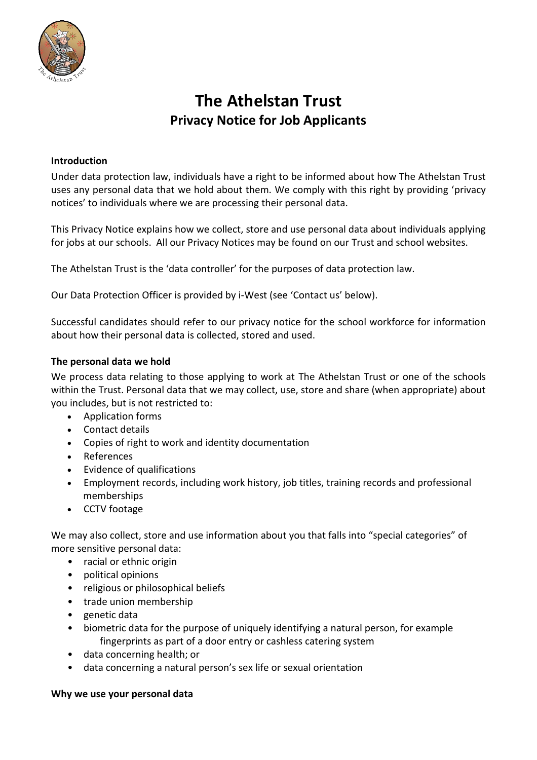# The Athelstan Trust

## Privacy Notice for Job Applicants

### Introduction

Under data protection law, individuals have a right to be informed about how The Athelstan Trust uses any personal data that we hold about them. We comply with this right by providing 'privacy notices' to individuals where we are processing their personal data.

This Privacy Notice explains how we collect, store and use personal data about individuals applying for jobs at our schools. All our Privacy Notices may be found on our Trust and school websites.

The Athelstan Trust is the 'data controller' for the purposes of data protection law.

Our Data Protection Officer is provided by i-West (see 'Contact us' below).

Successful candidates should refer to our privacy notice for the school workforce for information about how their personal data is collected, stored and used.

### The personal data we hold

We process data relating to those applying to work at The Athelstan Trust or one of the schools within the Trust. Personal data that we may collect, use, store and share (when appropriate) about you includes, but is not restricted to:

- Application forms
- Contact details
- Copies of right to work and identity documentation
- References
- Evidence of qualifications
- Employment records, including work history, job titles, training records and professional memberships
- CCTV footage

We may also collect, store and use information about you that falls into "special categories" of more sensitive personal data:

- racial or ethnic origin
- political opinions
- religious or philosophical beliefs
- trade union membership
- genetic data
- biometric data for the purpose of uniquely identifying a natural person, for example fingerprints as part of a door entry or cashless catering system
- data concerning health; or
- data concerning a natural person's sex life or sexual orientation

### Why we use your personal data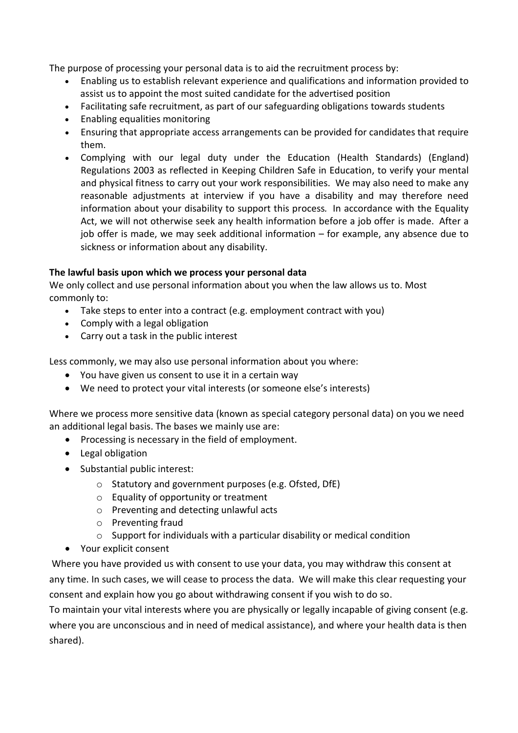The purpose of processing your personal data is to aid the recruitment process by:

- Enabling us to establish relevant experience and qualifications and information provided to assist us to appoint the most suited candidate for the advertised position
- Facilitating safe recruitment, as part of our safeguarding obligations towards students
- Enabling equalities monitoring
- Ensuring that appropriate access arrangements can be provided for candidates that require them.
- Complying with our legal duty under the Education (Health Standards) (England) Regulations 2003 as reflected in Keeping Children Safe in Education, to verify your mental and physical fitness to carry out your work responsibilities. We may also need to make any reasonable adjustments at interview if you have a disability and may therefore need information about your disability to support this process. In accordance with the Equality Act, we will not otherwise seek any health information before a job offer is made. After a job offer is made, we may seek additional information – for example, any absence due to sickness or information about any disability.

**The lawful basis upon which we process your personal data**

We only collect and use personal information about you when the law allows us to. Most commonly to:

- Take steps to enter into a contract (e.g. employment contract with you)
- Comply with a legal obligation
- Carry out a task in the public interest

Less commonly, we may also use personal information about you where:

- You have given us consent to use it in a certain way
- We need to protect your vital interests (or someone else's interests)

Where we process more sensitive data (known as special category personal data) on you we need an additional legal basis. The bases we mainly use are:

- Processing is necessary in the field of employment.
- Legal obligation
- Substantial public interest:
  - Statutory and government purposes (e.g. Ofsted, DfE)
  - Equality of opportunity or treatment
  - Preventing and detecting unlawful acts
  - Preventing fraud
  - Support for individuals with a particular disability or medical condition
- Your explicit consent

Where you have provided us with consent to use your data, you may withdraw this consent at any time. In such cases, we will cease to process the data. We will make this clear requesting your consent and explain how you go about withdrawing consent if you wish to do so.

To maintain your vital interests where you are physically or legally incapable of giving consent (e.g. where you are unconscious and in need of medical assistance), and where your health data is then shared).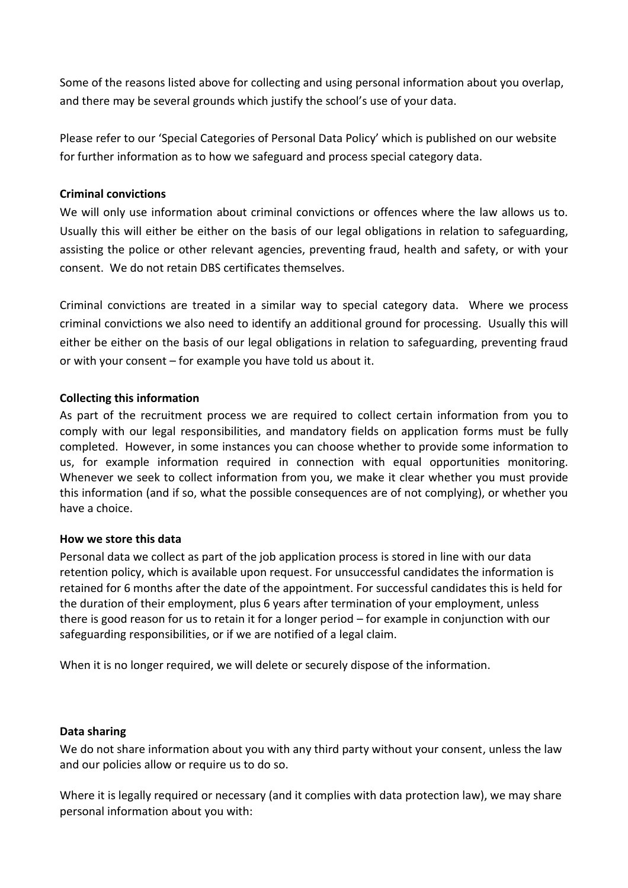Some of the reasons listed above for collecting and using personal information about you overlap, and there may be several grounds which justify the school's use of your data.

Please refer to our 'Special Categories of Personal Data Policy' which is published on our website for further information as to how we safeguard and process special category data.

**Criminal convictions**

We will only use information about criminal convictions or offences where the law allows us to. Usually this will either be either on the basis of our legal obligations in relation to safeguarding, assisting the police or other relevant agencies, preventing fraud, health and safety, or with your consent. We do not retain DBS certificates themselves.

Criminal convictions are treated in a similar way to special category data. Where we process criminal convictions we also need to identify an additional ground for processing. Usually this will either be either on the basis of our legal obligations in relation to safeguarding, preventing fraud or with your consent – for example you have told us about it.

**Collecting this information**

As part of the recruitment process we are required to collect certain information from you to comply with our legal responsibilities, and mandatory fields on application forms must be fully completed. However, in some instances you can choose whether to provide some information to us, for example information required in connection with equal opportunities monitoring. Whenever we seek to collect information from you, we make it clear whether you must provide this information (and if so, what the possible consequences are of not complying), or whether you have a choice.

**How we store this data**

Personal data we collect as part of the job application process is stored in line with our data retention policy, which is available upon request. For unsuccessful candidates the information is retained for 6 months after the date of the appointment. For successful candidates this is held for the duration of their employment, plus 6 years after termination of your employment, unless there is good reason for us to retain it for a longer period – for example in conjunction with our safeguarding responsibilities, or if we are notified of a legal claim.

When it is no longer required, we will delete or securely dispose of the information.

**Data sharing**

We do not share information about you with any third party without your consent, unless the law and our policies allow or require us to do so.

Where it is legally required or necessary (and it complies with data protection law), we may share personal information about you with: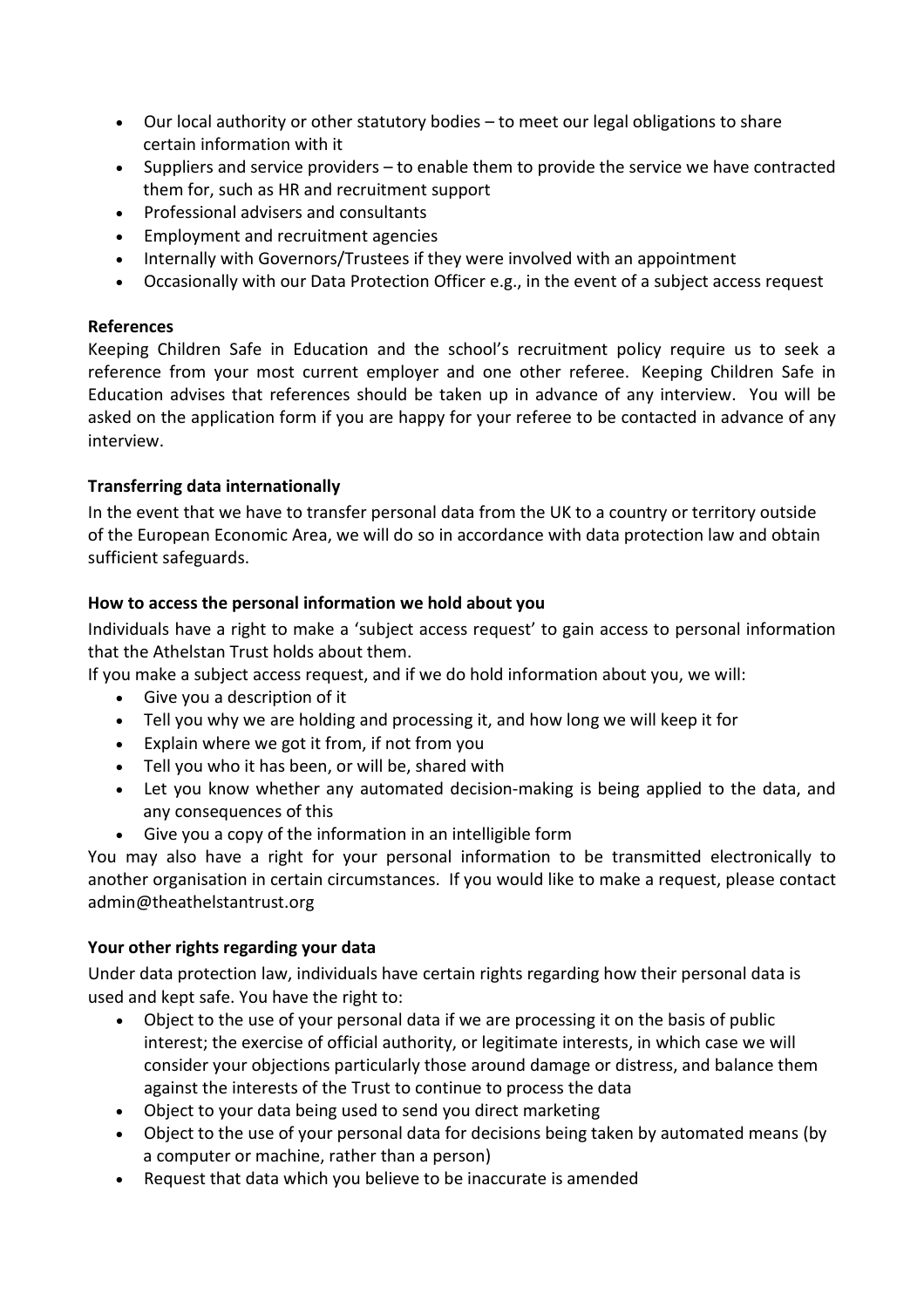- Our local authority or other statutory bodies – to meet our legal obligations to share certain information with it
- Suppliers and service providers – to enable them to provide the service we have contracted them for, such as HR and recruitment support
- Professional advisers and consultants
- Employment and recruitment agencies
- Internally with Governors/Trustees if they were involved with an appointment
- Occasionally with our Data Protection Officer e.g., in the event of a subject access request

**References**

Keeping Children Safe in Education and the school's recruitment policy require us to seek a reference from your most current employer and one other referee. Keeping Children Safe in Education advises that references should be taken up in advance of any interview. You will be asked on the application form if you are happy for your referee to be contacted in advance of any interview.

**Transferring data internationally**

In the event that we have to transfer personal data from the UK to a country or territory outside of the European Economic Area, we will do so in accordance with data protection law and obtain sufficient safeguards.

**How to access the personal information we hold about you**

Individuals have a right to make a 'subject access request' to gain access to personal information that the Athelstan Trust holds about them.

If you make a subject access request, and if we do hold information about you, we will:

- Give you a description of it
- Tell you why we are holding and processing it, and how long we will keep it for
- Explain where we got it from, if not from you
- Tell you who it has been, or will be, shared with
- Let you know whether any automated decision-making is being applied to the data, and any consequences of this
- Give you a copy of the information in an intelligible form

You may also have a right for your personal information to be transmitted electronically to another organisation in certain circumstances. If you would like to make a request, please contact admin@theathelstantrust.org

**Your other rights regarding your data**

Under data protection law, individuals have certain rights regarding how their personal data is used and kept safe. You have the right to:

- Object to the use of your personal data if we are processing it on the basis of public interest; the exercise of official authority, or legitimate interests, in which case we will consider your objections particularly those around damage or distress, and balance them against the interests of the Trust to continue to process the data
- Object to your data being used to send you direct marketing
- Object to the use of your personal data for decisions being taken by automated means (by a computer or machine, rather than a person)
- Request that data which you believe to be inaccurate is amended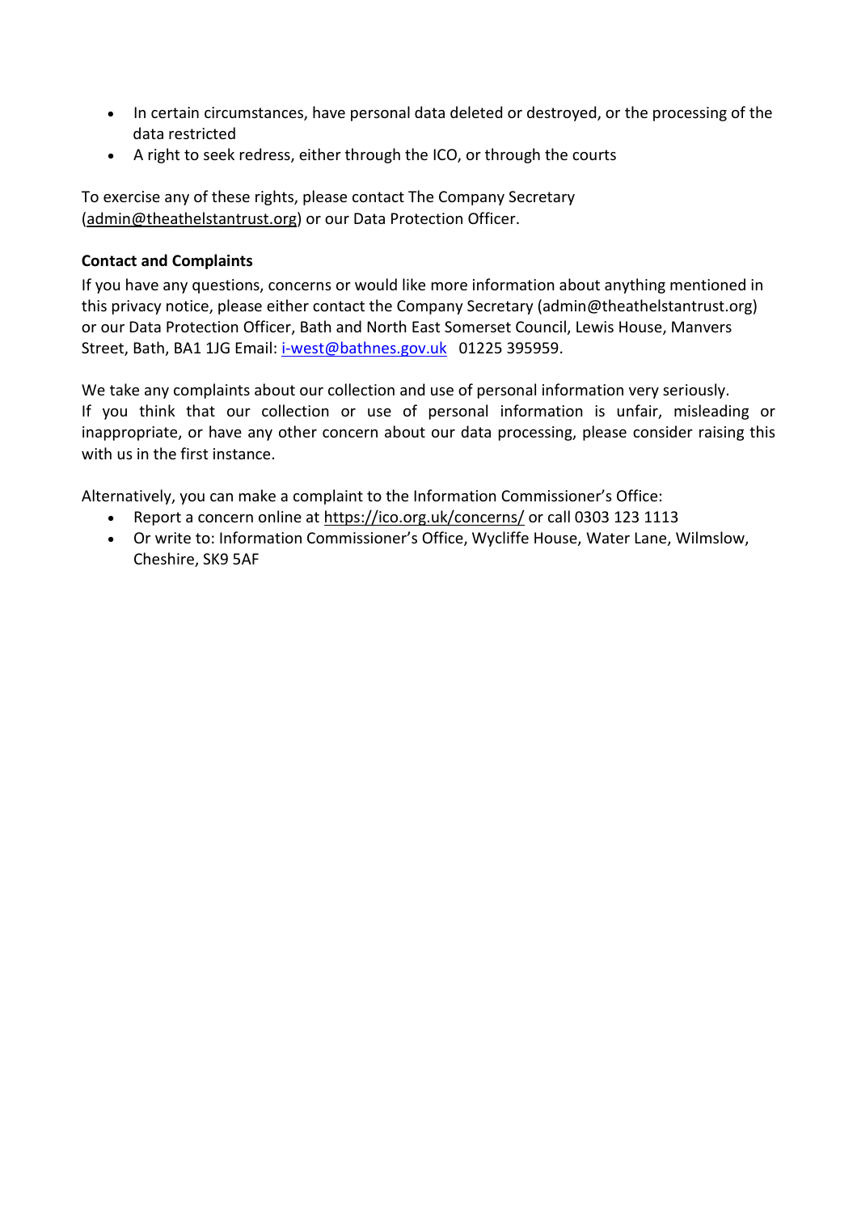- In certain circumstances, have personal data deleted or destroyed, or the processing of the data restricted
- A right to seek redress, either through the ICO, or through the courts

To exercise any of these rights, please contact The Company Secretary (admin@theathelstantrust.org) or our Data Protection Officer.

**Contact and Complaints**

If you have any questions, concerns or would like more information about anything mentioned in this privacy notice, please either contact the Company Secretary (admin@theathelstantrust.org) or our Data Protection Officer, Bath and North East Somerset Council, Lewis House, Manvers Street, Bath, BA1 1JG Email: i-west@bathnes.gov.uk 01225 395959.

We take any complaints about our collection and use of personal information very seriously. If you think that our collection or use of personal information is unfair, misleading or inappropriate, or have any other concern about our data processing, please consider raising this with us in the first instance.

Alternatively, you can make a complaint to the Information Commissioner's Office:

- Report a concern online at https://ico.org.uk/concerns/ or call 0303 123 1113
- Or write to: Information Commissioner's Office, Wycliffe House, Water Lane, Wilmslow, Cheshire, SK9 5AF